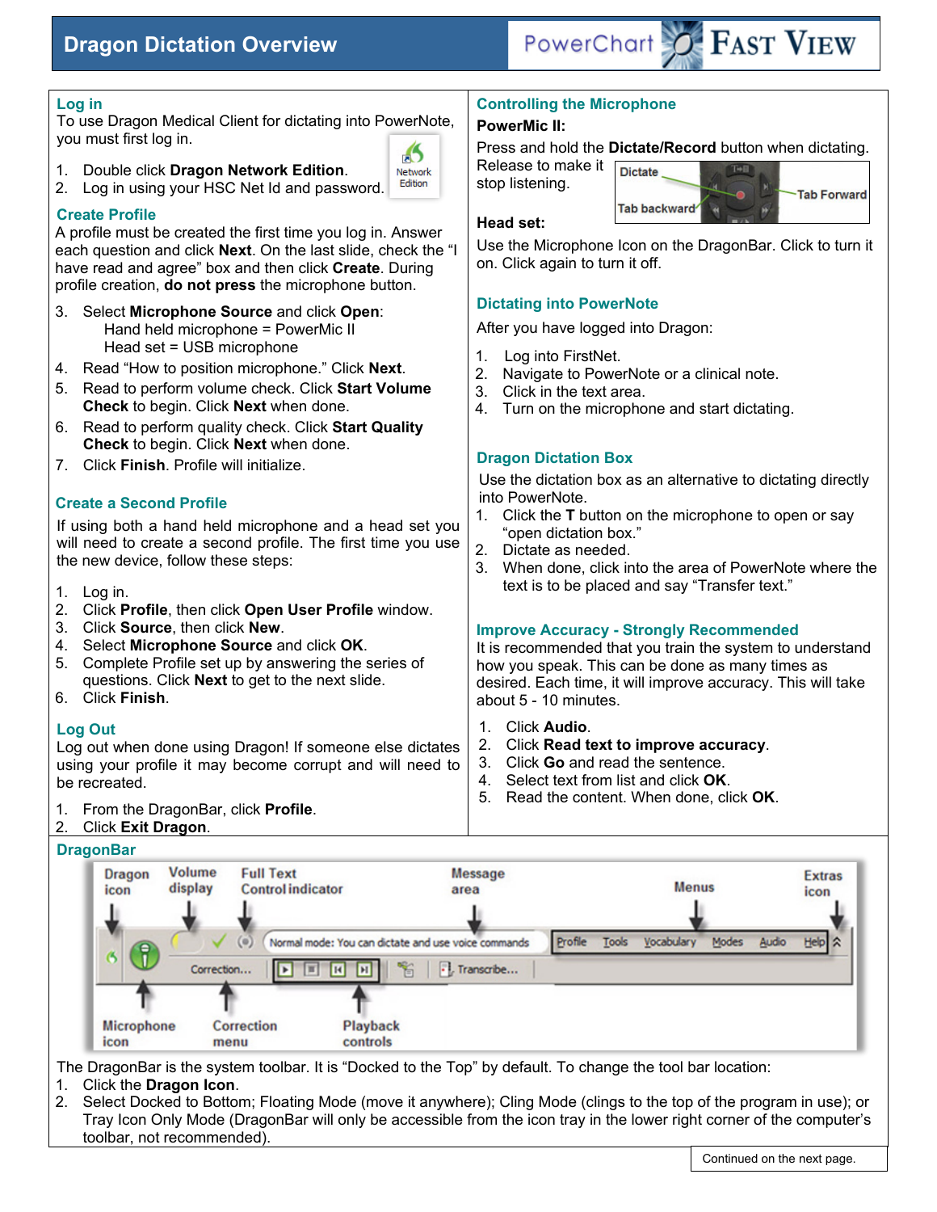# Dragon Dictation Overview

PowerChart FAST VIEW

## Log in

To use Dragon Medical Client for dictating into PowerNote, you must first log in.

1. Double click **Dragon Network Edition**.
2. Log in using your HSC Net Id and password.

## Create Profile

A profile must be created the first time you log in. Answer each question and click **Next**. On the last slide, check the "I have read and agree" box and then click **Create**. During profile creation, **do not press** the microphone button.

3. Select **Microphone Source** and click **Open**:
   Hand held microphone = PowerMic II
   Head set = USB microphone
4. Read "How to position microphone." Click **Next**.
5. Read to perform volume check. Click **Start Volume Check** to begin. Click **Next** when done.
6. Read to perform quality check. Click **Start Quality Check** to begin. Click **Next** when done.
7. Click **Finish**. Profile will initialize.

## Create a Second Profile

If using both a hand held microphone and a head set you will need to create a second profile. The first time you use the new device, follow these steps:

1. Log in.
2. Click **Profile**, then click **Open User Profile** window.
3. Click **Source**, then click **New**.
4. Select **Microphone Source** and click **OK**.
5. Complete Profile set up by answering the series of questions. Click **Next** to get to the next slide.
6. Click **Finish**.

## Log Out

Log out when done using Dragon! If someone else dictates using your profile it may become corrupt and will need to be recreated.

1. From the DragonBar, click **Profile**.
2. Click **Exit Dragon**.

## Controlling the Microphone

**PowerMic II:**

Press and hold the **Dictate/Record** button when dictating. Release to make it stop listening.

**Head set:**

Use the Microphone Icon on the DragonBar. Click to turn it on. Click again to turn it off.

## Dictating into PowerNote

After you have logged into Dragon:

1. Log into FirstNet.
2. Navigate to PowerNote or a clinical note.
3. Click in the text area.
4. Turn on the microphone and start dictating.

## Dragon Dictation Box

Use the dictation box as an alternative to dictating directly into PowerNote.

1. Click the **T** button on the microphone to open or say "open dictation box."
2. Dictate as needed.
3. When done, click into the area of PowerNote where the text is to be placed and say "Transfer text."

## Improve Accuracy - Strongly Recommended

It is recommended that you train the system to understand how you speak. This can be done as many times as desired. Each time, it will improve accuracy. This will take about 5 - 10 minutes.

1. Click **Audio**.
2. Click **Read text to improve accuracy**.
3. Click **Go** and read the sentence.
4. Select text from list and click **OK**.
5. Read the content. When done, click **OK**.

## DragonBar

The DragonBar is the system toolbar. It is "Docked to the Top" by default. To change the tool bar location:

1. Click the **Dragon Icon**.
2. Select Docked to Bottom; Floating Mode (move it anywhere); Cling Mode (clings to the top of the program in use); or Tray Icon Only Mode (DragonBar will only be accessible from the icon tray in the lower right corner of the computer's toolbar, not recommended).

Continued on the next page.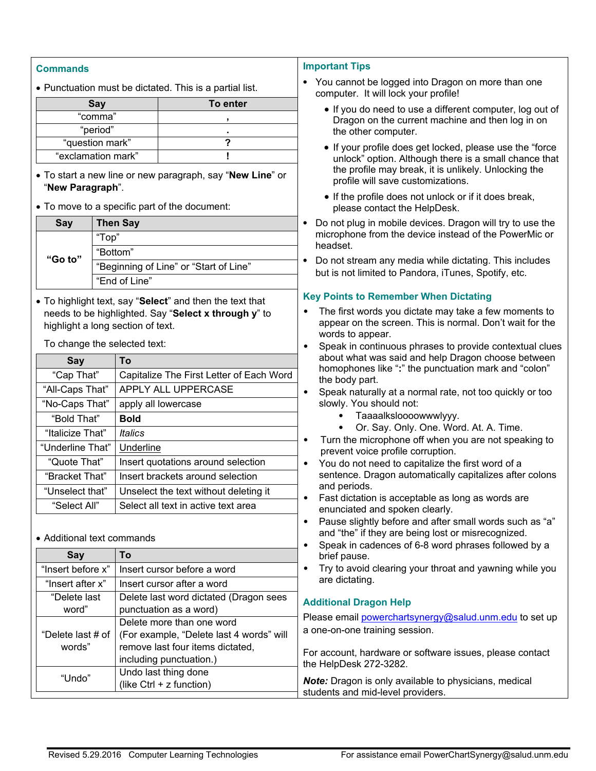## Commands

- Punctuation must be dictated. This is a partial list.

| Say | To enter |
|---|---|
| “comma” | , |
| “period” | . |
| “question mark” | ? |
| “exclamation mark” | ! |

- To start a new line or new paragraph, say “**New Line**” or “**New Paragraph**”.
- To move to a specific part of the document:

| Say | Then Say |
|---|---|
| **“Go to”** | “Top” |
| | “Bottom” |
| | “Beginning of Line” or “Start of Line” |
| | “End of Line” |

- To highlight text, say “**Select**” and then the text that needs to be highlighted. Say “**Select x through y**” to highlight a long section of text.

  To change the selected text:

| Say | To |
|---|---|
| “Cap That” | Capitalize The First Letter of Each Word |
| “All-Caps That” | APPLY ALL UPPERCASE |
| “No-Caps That” | apply all lowercase |
| “Bold That” | **Bold** |
| “Italicize That” | *Italics* |
| “Underline That” | Underline |
| “Quote That” | Insert quotations around selection |
| “Bracket That” | Insert brackets around selection |
| “Unselect that” | Unselect the text without deleting it |
| “Select All” | Select all text in active text area |

- Additional text commands

| Say | To |
|---|---|
| “Insert before x” | Insert cursor before a word |
| “Insert after x” | Insert cursor after a word |
| “Delete last word” | Delete last word dictated (Dragon sees punctuation as a word) |
| “Delete last # of words” | Delete more than one word (For example, “Delete last 4 words” will remove last four items dictated, including punctuation.) |
| “Undo” | Undo last thing done (like Ctrl + z function) |

## Important Tips

- You cannot be logged into Dragon on more than one computer. It will lock your profile!
  - If you do need to use a different computer, log out of Dragon on the current machine and then log in on the other computer.
  - If your profile does get locked, please use the “force unlock” option. Although there is a small chance that the profile may break, it is unlikely. Unlocking the profile will save customizations.
  - If the profile does not unlock or if it does break, please contact the HelpDesk.
- Do not plug in mobile devices. Dragon will try to use the microphone from the device instead of the PowerMic or headset.
- Do not stream any media while dictating. This includes but is not limited to Pandora, iTunes, Spotify, etc.

## Key Points to Remember When Dictating

- The first words you dictate may take a few moments to appear on the screen. This is normal. Don’t wait for the words to appear.
- Speak in continuous phrases to provide contextual clues about what was said and help Dragon choose between homophones like “**:**” the punctuation mark and “colon” the body part.
- Speak naturally at a normal rate, not too quickly or too slowly. You should not:
  - Taaaalkslooowwwlyyy.
  - Or. Say. Only. One. Word. At. A. Time.
- Turn the microphone off when you are not speaking to prevent voice profile corruption.
- You do not need to capitalize the first word of a sentence. Dragon automatically capitalizes after colons and periods.
- Fast dictation is acceptable as long as words are enunciated and spoken clearly.
- Pause slightly before and after small words such as “a” and “the” if they are being lost or misrecognized.
- Speak in cadences of 6-8 word phrases followed by a brief pause.
- Try to avoid clearing your throat and yawning while you are dictating.

## Additional Dragon Help

Please email powerchartsynergy@salud.unm.edu to set up a one-on-one training session.

For account, hardware or software issues, please contact the HelpDesk 272-3282.

***Note:*** Dragon is only available to physicians, medical students and mid-level providers.

Revised 5.29.2016 Computer Learning Technologies

For assistance email PowerChartSynergy@salud.unm.edu